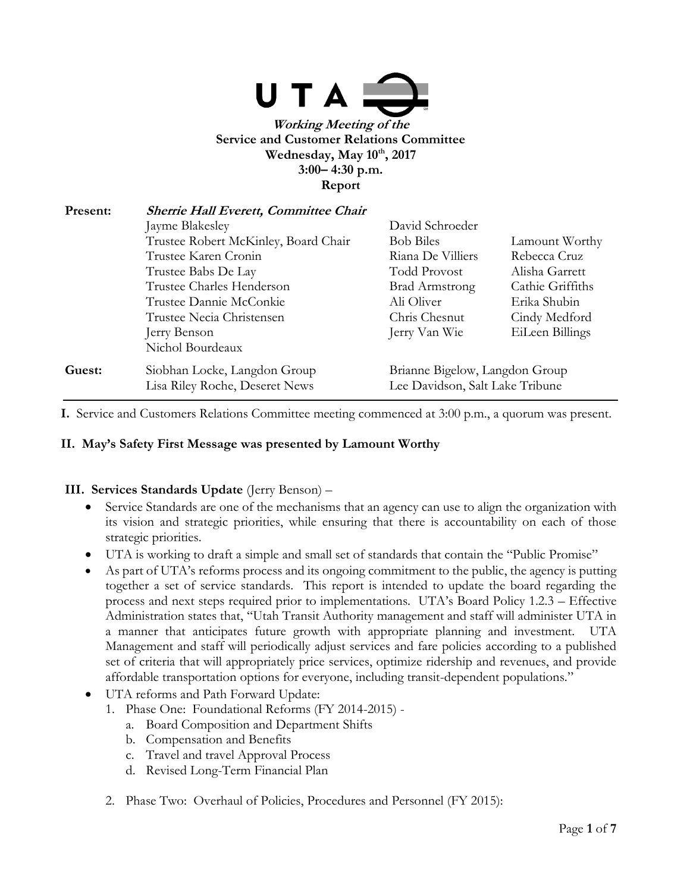UTA

***Working Meeting of the***
**Service and Customer Relations Committee**
**Wednesday, May 10th, 2017**
**3:00– 4:30 p.m.**
**Report**

| | | | |
|---|---|---|---|
| **Present:** | ***Sherrie Hall Everett, Committee Chair*** | | |
| | Jayme Blakesley | David Schroeder | |
| | Trustee Robert McKinley, Board Chair | Bob Biles | Lamount Worthy |
| | Trustee Karen Cronin | Riana De Villiers | Rebecca Cruz |
| | Trustee Babs De Lay | Todd Provost | Alisha Garrett |
| | Trustee Charles Henderson | Brad Armstrong | Cathie Griffiths |
| | Trustee Dannie McConkie | Ali Oliver | Erika Shubin |
| | Trustee Necia Christensen | Chris Chesnut | Cindy Medford |
| | Jerry Benson | Jerry Van Wie | EiLeen Billings |
| | Nichol Bourdeaux | | |
| **Guest:** | Siobhan Locke, Langdon Group | Brianne Bigelow, Langdon Group | |
| | Lisa Riley Roche, Deseret News | Lee Davidson, Salt Lake Tribune | |

**I.** Service and Customers Relations Committee meeting commenced at 3:00 p.m., a quorum was present.

**II. May's Safety First Message was presented by Lamount Worthy**

**III. Services Standards Update** (Jerry Benson) –

- Service Standards are one of the mechanisms that an agency can use to align the organization with its vision and strategic priorities, while ensuring that there is accountability on each of those strategic priorities.
- UTA is working to draft a simple and small set of standards that contain the "Public Promise"
- As part of UTA's reforms process and its ongoing commitment to the public, the agency is putting together a set of service standards. This report is intended to update the board regarding the process and next steps required prior to implementations. UTA's Board Policy 1.2.3 – Effective Administration states that, "Utah Transit Authority management and staff will administer UTA in a manner that anticipates future growth with appropriate planning and investment. UTA Management and staff will periodically adjust services and fare policies according to a published set of criteria that will appropriately price services, optimize ridership and revenues, and provide affordable transportation options for everyone, including transit-dependent populations."
- UTA reforms and Path Forward Update:
  1. Phase One: Foundational Reforms (FY 2014-2015) -
     a. Board Composition and Department Shifts
     b. Compensation and Benefits
     c. Travel and travel Approval Process
     d. Revised Long-Term Financial Plan
  2. Phase Two: Overhaul of Policies, Procedures and Personnel (FY 2015):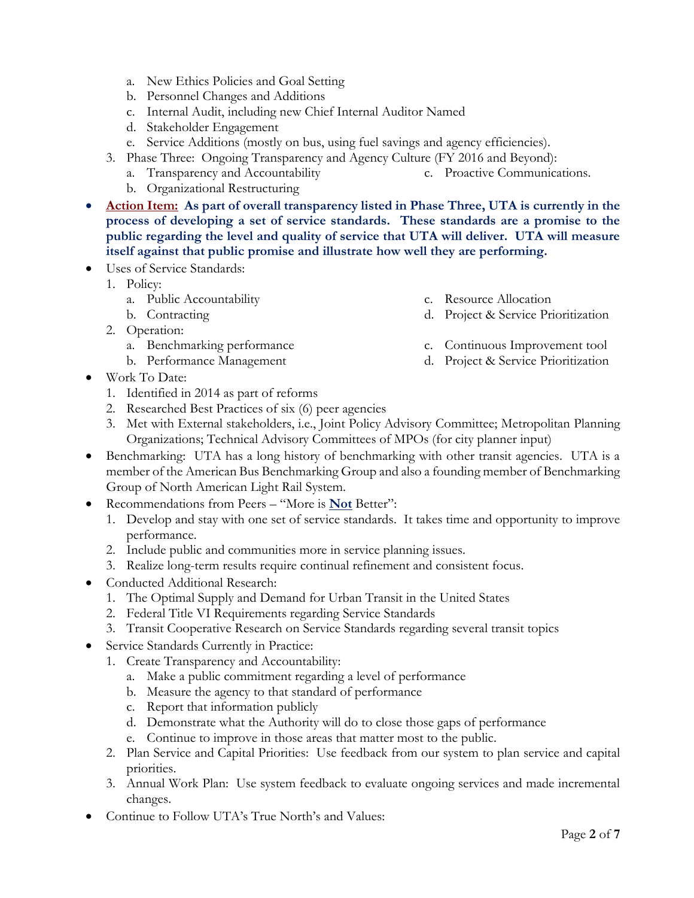a. New Ethics Policies and Goal Setting
   b. Personnel Changes and Additions
   c. Internal Audit, including new Chief Internal Auditor Named
   d. Stakeholder Engagement
   e. Service Additions (mostly on bus, using fuel savings and agency efficiencies).
3. Phase Three: Ongoing Transparency and Agency Culture (FY 2016 and Beyond):
   a. Transparency and Accountability
   b. Organizational Restructuring
   c. Proactive Communications.

- **Action Item: As part of overall transparency listed in Phase Three, UTA is currently in the process of developing a set of service standards. These standards are a promise to the public regarding the level and quality of service that UTA will deliver. UTA will measure itself against that public promise and illustrate how well they are performing.**
- Uses of Service Standards:
  1. Policy:
     a. Public Accountability
     b. Contracting
     c. Resource Allocation
     d. Project & Service Prioritization
  2. Operation:
     a. Benchmarking performance
     b. Performance Management
     c. Continuous Improvement tool
     d. Project & Service Prioritization
- Work To Date:
  1. Identified in 2014 as part of reforms
  2. Researched Best Practices of six (6) peer agencies
  3. Met with External stakeholders, i.e., Joint Policy Advisory Committee; Metropolitan Planning Organizations; Technical Advisory Committees of MPOs (for city planner input)
- Benchmarking: UTA has a long history of benchmarking with other transit agencies. UTA is a member of the American Bus Benchmarking Group and also a founding member of Benchmarking Group of North American Light Rail System.
- Recommendations from Peers – "More is **Not** Better":
  1. Develop and stay with one set of service standards. It takes time and opportunity to improve performance.
  2. Include public and communities more in service planning issues.
  3. Realize long-term results require continual refinement and consistent focus.
- Conducted Additional Research:
  1. The Optimal Supply and Demand for Urban Transit in the United States
  2. Federal Title VI Requirements regarding Service Standards
  3. Transit Cooperative Research on Service Standards regarding several transit topics
- Service Standards Currently in Practice:
  1. Create Transparency and Accountability:
     a. Make a public commitment regarding a level of performance
     b. Measure the agency to that standard of performance
     c. Report that information publicly
     d. Demonstrate what the Authority will do to close those gaps of performance
     e. Continue to improve in those areas that matter most to the public.
  2. Plan Service and Capital Priorities: Use feedback from our system to plan service and capital priorities.
  3. Annual Work Plan: Use system feedback to evaluate ongoing services and made incremental changes.
- Continue to Follow UTA's True North's and Values: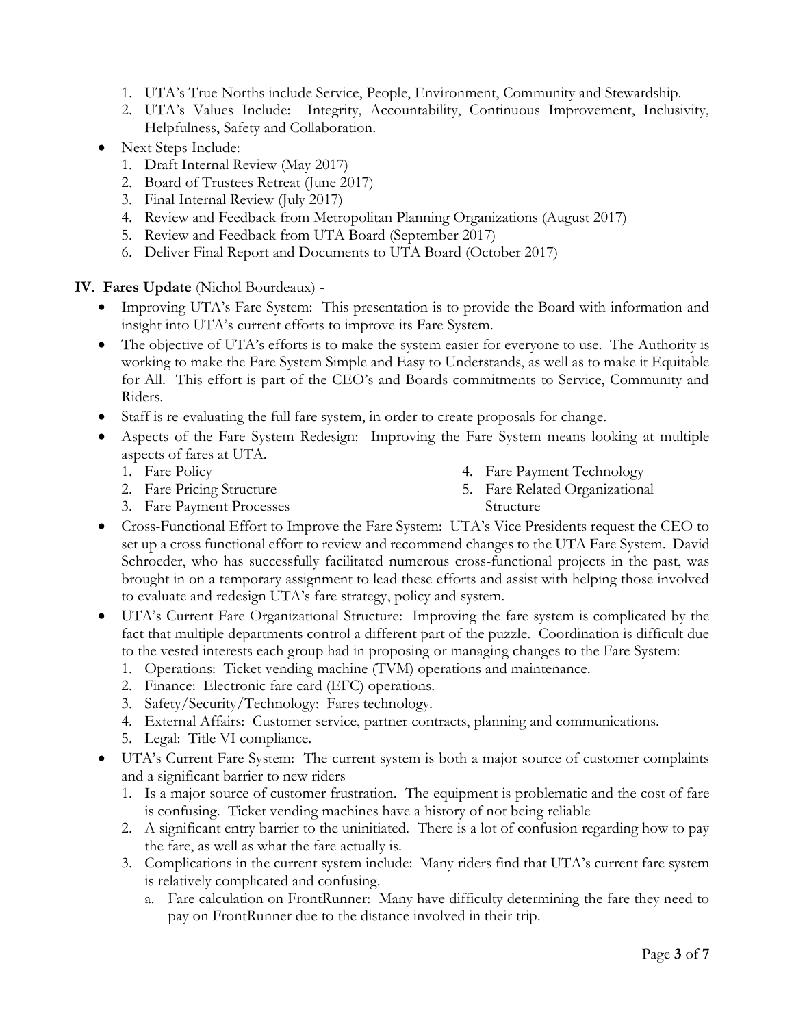1. UTA's True Norths include Service, People, Environment, Community and Stewardship.
2. UTA's Values Include: Integrity, Accountability, Continuous Improvement, Inclusivity, Helpfulness, Safety and Collaboration.

- Next Steps Include:
  1. Draft Internal Review (May 2017)
  2. Board of Trustees Retreat (June 2017)
  3. Final Internal Review (July 2017)
  4. Review and Feedback from Metropolitan Planning Organizations (August 2017)
  5. Review and Feedback from UTA Board (September 2017)
  6. Deliver Final Report and Documents to UTA Board (October 2017)

**IV. Fares Update** (Nichol Bourdeaux) -

- Improving UTA's Fare System: This presentation is to provide the Board with information and insight into UTA's current efforts to improve its Fare System.
- The objective of UTA's efforts is to make the system easier for everyone to use. The Authority is working to make the Fare System Simple and Easy to Understands, as well as to make it Equitable for All. This effort is part of the CEO's and Boards commitments to Service, Community and Riders.
- Staff is re-evaluating the full fare system, in order to create proposals for change.
- Aspects of the Fare System Redesign: Improving the Fare System means looking at multiple aspects of fares at UTA.
  1. Fare Policy
  2. Fare Pricing Structure
  3. Fare Payment Processes
  4. Fare Payment Technology
  5. Fare Related Organizational Structure
- Cross-Functional Effort to Improve the Fare System: UTA's Vice Presidents request the CEO to set up a cross functional effort to review and recommend changes to the UTA Fare System. David Schroeder, who has successfully facilitated numerous cross-functional projects in the past, was brought in on a temporary assignment to lead these efforts and assist with helping those involved to evaluate and redesign UTA's fare strategy, policy and system.
- UTA's Current Fare Organizational Structure: Improving the fare system is complicated by the fact that multiple departments control a different part of the puzzle. Coordination is difficult due to the vested interests each group had in proposing or managing changes to the Fare System:
  1. Operations: Ticket vending machine (TVM) operations and maintenance.
  2. Finance: Electronic fare card (EFC) operations.
  3. Safety/Security/Technology: Fares technology.
  4. External Affairs: Customer service, partner contracts, planning and communications.
  5. Legal: Title VI compliance.
- UTA's Current Fare System: The current system is both a major source of customer complaints and a significant barrier to new riders
  1. Is a major source of customer frustration. The equipment is problematic and the cost of fare is confusing. Ticket vending machines have a history of not being reliable
  2. A significant entry barrier to the uninitiated. There is a lot of confusion regarding how to pay the fare, as well as what the fare actually is.
  3. Complications in the current system include: Many riders find that UTA's current fare system is relatively complicated and confusing.
     a. Fare calculation on FrontRunner: Many have difficulty determining the fare they need to pay on FrontRunner due to the distance involved in their trip.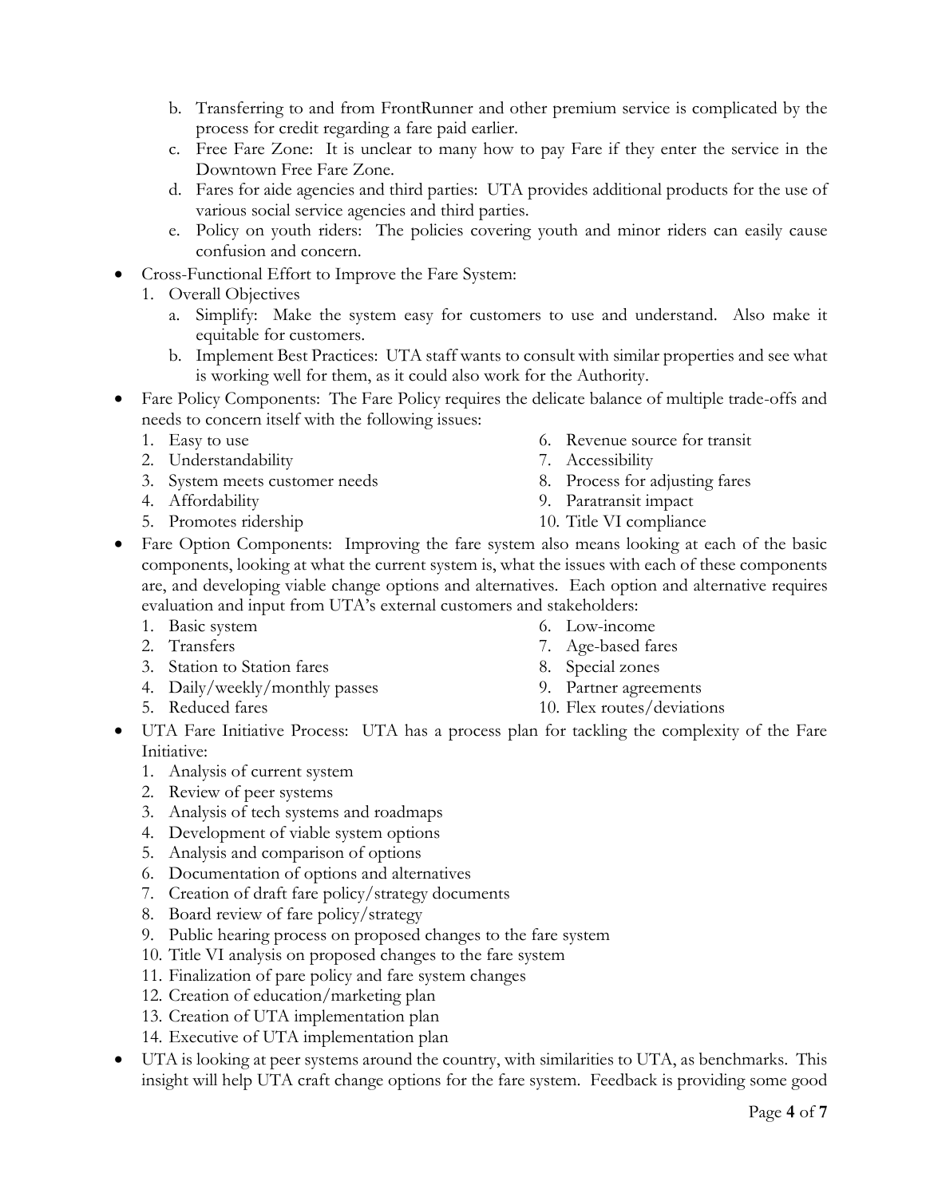b. Transferring to and from FrontRunner and other premium service is complicated by the process for credit regarding a fare paid earlier.
c. Free Fare Zone: It is unclear to many how to pay Fare if they enter the service in the Downtown Free Fare Zone.
d. Fares for aide agencies and third parties: UTA provides additional products for the use of various social service agencies and third parties.
e. Policy on youth riders: The policies covering youth and minor riders can easily cause confusion and concern.

- Cross-Functional Effort to Improve the Fare System:
  1. Overall Objectives
     a. Simplify: Make the system easy for customers to use and understand. Also make it equitable for customers.
     b. Implement Best Practices: UTA staff wants to consult with similar properties and see what is working well for them, as it could also work for the Authority.
- Fare Policy Components: The Fare Policy requires the delicate balance of multiple trade-offs and needs to concern itself with the following issues:
  1. Easy to use
  2. Understandability
  3. System meets customer needs
  4. Affordability
  5. Promotes ridership
  6. Revenue source for transit
  7. Accessibility
  8. Process for adjusting fares
  9. Paratransit impact
  10. Title VI compliance
- Fare Option Components: Improving the fare system also means looking at each of the basic components, looking at what the current system is, what the issues with each of these components are, and developing viable change options and alternatives. Each option and alternative requires evaluation and input from UTA's external customers and stakeholders:
  1. Basic system
  2. Transfers
  3. Station to Station fares
  4. Daily/weekly/monthly passes
  5. Reduced fares
  6. Low-income
  7. Age-based fares
  8. Special zones
  9. Partner agreements
  10. Flex routes/deviations
- UTA Fare Initiative Process: UTA has a process plan for tackling the complexity of the Fare Initiative:
  1. Analysis of current system
  2. Review of peer systems
  3. Analysis of tech systems and roadmaps
  4. Development of viable system options
  5. Analysis and comparison of options
  6. Documentation of options and alternatives
  7. Creation of draft fare policy/strategy documents
  8. Board review of fare policy/strategy
  9. Public hearing process on proposed changes to the fare system
  10. Title VI analysis on proposed changes to the fare system
  11. Finalization of pare policy and fare system changes
  12. Creation of education/marketing plan
  13. Creation of UTA implementation plan
  14. Executive of UTA implementation plan
- UTA is looking at peer systems around the country, with similarities to UTA, as benchmarks. This insight will help UTA craft change options for the fare system. Feedback is providing some good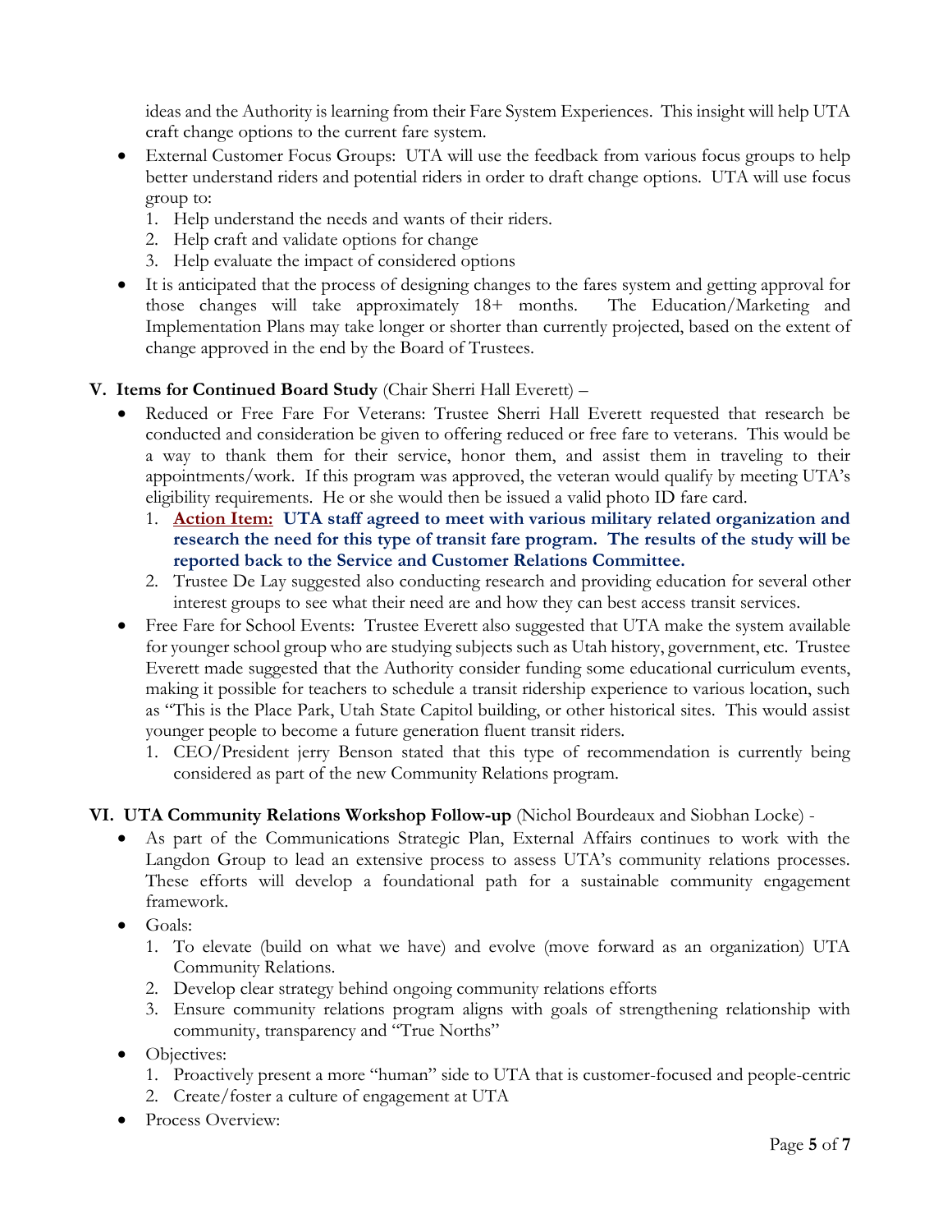ideas and the Authority is learning from their Fare System Experiences. This insight will help UTA craft change options to the current fare system.

- External Customer Focus Groups: UTA will use the feedback from various focus groups to help better understand riders and potential riders in order to draft change options. UTA will use focus group to:
  1. Help understand the needs and wants of their riders.
  2. Help craft and validate options for change
  3. Help evaluate the impact of considered options
- It is anticipated that the process of designing changes to the fares system and getting approval for those changes will take approximately 18+ months. The Education/Marketing and Implementation Plans may take longer or shorter than currently projected, based on the extent of change approved in the end by the Board of Trustees.

## V. Items for Continued Board Study (Chair Sherri Hall Everett) –

- Reduced or Free Fare For Veterans: Trustee Sherri Hall Everett requested that research be conducted and consideration be given to offering reduced or free fare to veterans. This would be a way to thank them for their service, honor them, and assist them in traveling to their appointments/work. If this program was approved, the veteran would qualify by meeting UTA's eligibility requirements. He or she would then be issued a valid photo ID fare card.
  1. **Action Item: UTA staff agreed to meet with various military related organization and research the need for this type of transit fare program. The results of the study will be reported back to the Service and Customer Relations Committee.**
  2. Trustee De Lay suggested also conducting research and providing education for several other interest groups to see what their need are and how they can best access transit services.
- Free Fare for School Events: Trustee Everett also suggested that UTA make the system available for younger school group who are studying subjects such as Utah history, government, etc. Trustee Everett made suggested that the Authority consider funding some educational curriculum events, making it possible for teachers to schedule a transit ridership experience to various location, such as "This is the Place Park, Utah State Capitol building, or other historical sites. This would assist younger people to become a future generation fluent transit riders.
  1. CEO/President jerry Benson stated that this type of recommendation is currently being considered as part of the new Community Relations program.

## VI. UTA Community Relations Workshop Follow-up (Nichol Bourdeaux and Siobhan Locke) -

- As part of the Communications Strategic Plan, External Affairs continues to work with the Langdon Group to lead an extensive process to assess UTA's community relations processes. These efforts will develop a foundational path for a sustainable community engagement framework.
- Goals:
  1. To elevate (build on what we have) and evolve (move forward as an organization) UTA Community Relations.
  2. Develop clear strategy behind ongoing community relations efforts
  3. Ensure community relations program aligns with goals of strengthening relationship with community, transparency and "True Norths"
- Objectives:
  1. Proactively present a more "human" side to UTA that is customer-focused and people-centric
  2. Create/foster a culture of engagement at UTA
- Process Overview: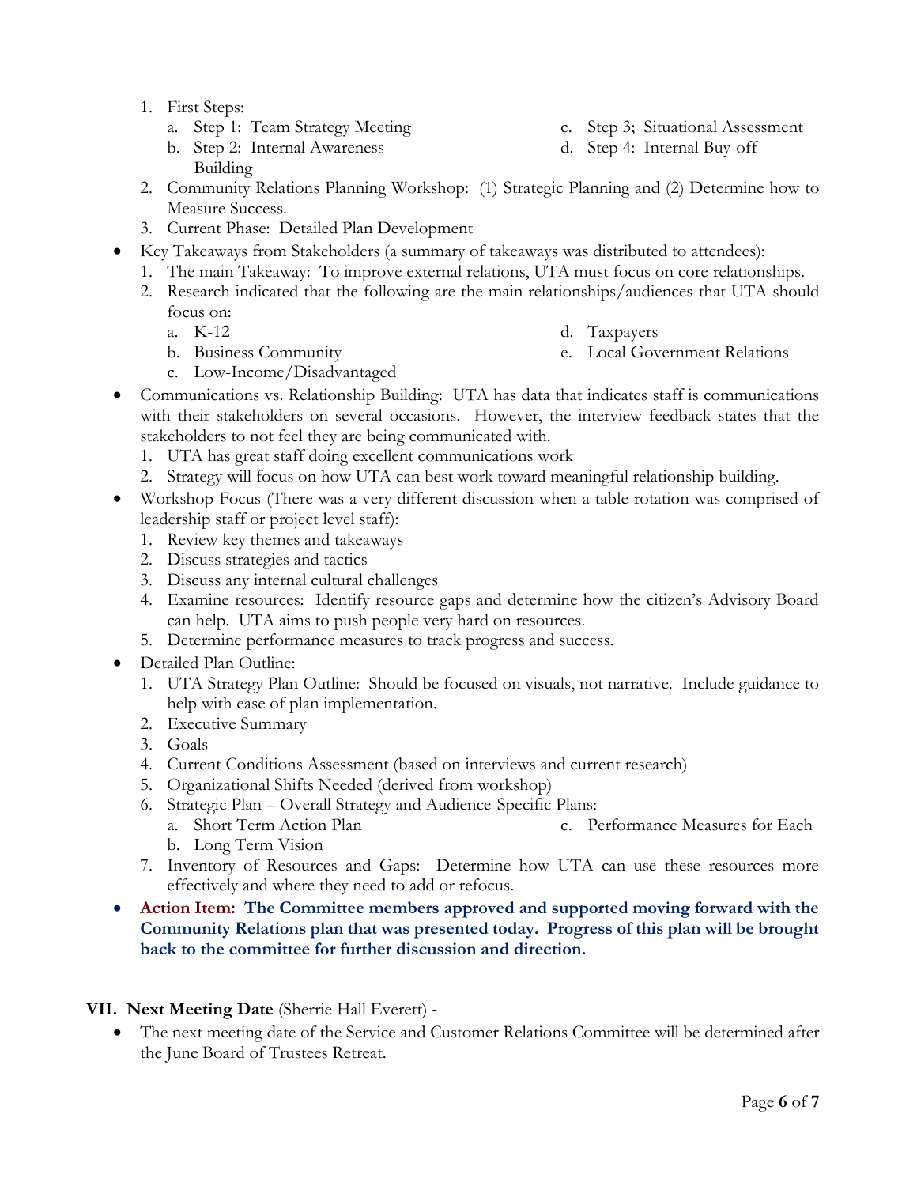1. First Steps:
   a. Step 1: Team Strategy Meeting
   b. Step 2: Internal Awareness Building
   c. Step 3; Situational Assessment
   d. Step 4: Internal Buy-off
2. Community Relations Planning Workshop: (1) Strategic Planning and (2) Determine how to Measure Success.
3. Current Phase: Detailed Plan Development

- Key Takeaways from Stakeholders (a summary of takeaways was distributed to attendees):
  1. The main Takeaway: To improve external relations, UTA must focus on core relationships.
  2. Research indicated that the following are the main relationships/audiences that UTA should focus on:
     a. K-12
     b. Business Community
     c. Low-Income/Disadvantaged
     d. Taxpayers
     e. Local Government Relations
- Communications vs. Relationship Building: UTA has data that indicates staff is communications with their stakeholders on several occasions. However, the interview feedback states that the stakeholders to not feel they are being communicated with.
  1. UTA has great staff doing excellent communications work
  2. Strategy will focus on how UTA can best work toward meaningful relationship building.
- Workshop Focus (There was a very different discussion when a table rotation was comprised of leadership staff or project level staff):
  1. Review key themes and takeaways
  2. Discuss strategies and tactics
  3. Discuss any internal cultural challenges
  4. Examine resources: Identify resource gaps and determine how the citizen's Advisory Board can help. UTA aims to push people very hard on resources.
  5. Determine performance measures to track progress and success.
- Detailed Plan Outline:
  1. UTA Strategy Plan Outline: Should be focused on visuals, not narrative. Include guidance to help with ease of plan implementation.
  2. Executive Summary
  3. Goals
  4. Current Conditions Assessment (based on interviews and current research)
  5. Organizational Shifts Needed (derived from workshop)
  6. Strategic Plan – Overall Strategy and Audience-Specific Plans:
     a. Short Term Action Plan
     b. Long Term Vision
     c. Performance Measures for Each
  7. Inventory of Resources and Gaps: Determine how UTA can use these resources more effectively and where they need to add or refocus.
- **Action Item: The Committee members approved and supported moving forward with the Community Relations plan that was presented today. Progress of this plan will be brought back to the committee for further discussion and direction.**

**VII. Next Meeting Date** (Sherrie Hall Everett) -

- The next meeting date of the Service and Customer Relations Committee will be determined after the June Board of Trustees Retreat.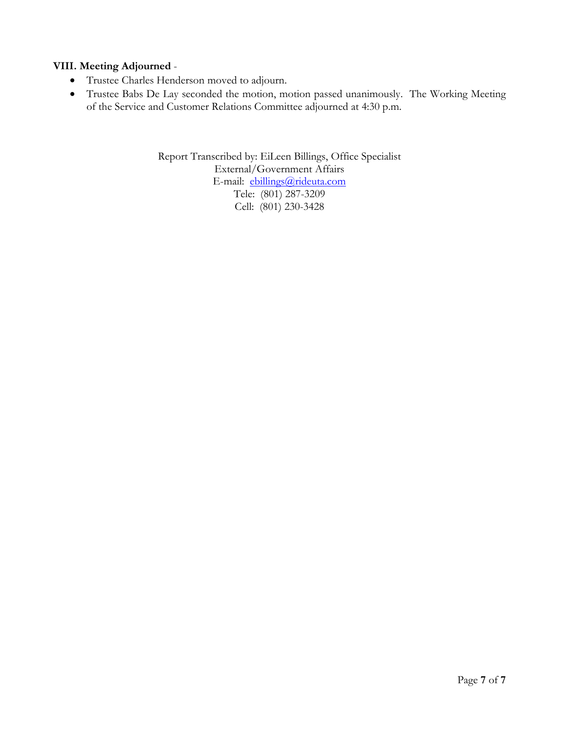**VIII. Meeting Adjourned** -

- Trustee Charles Henderson moved to adjourn.
- Trustee Babs De Lay seconded the motion, motion passed unanimously. The Working Meeting of the Service and Customer Relations Committee adjourned at 4:30 p.m.

Report Transcribed by: EiLeen Billings, Office Specialist
External/Government Affairs
E-mail: ebillings@rideuta.com
Tele: (801) 287-3209
Cell: (801) 230-3428